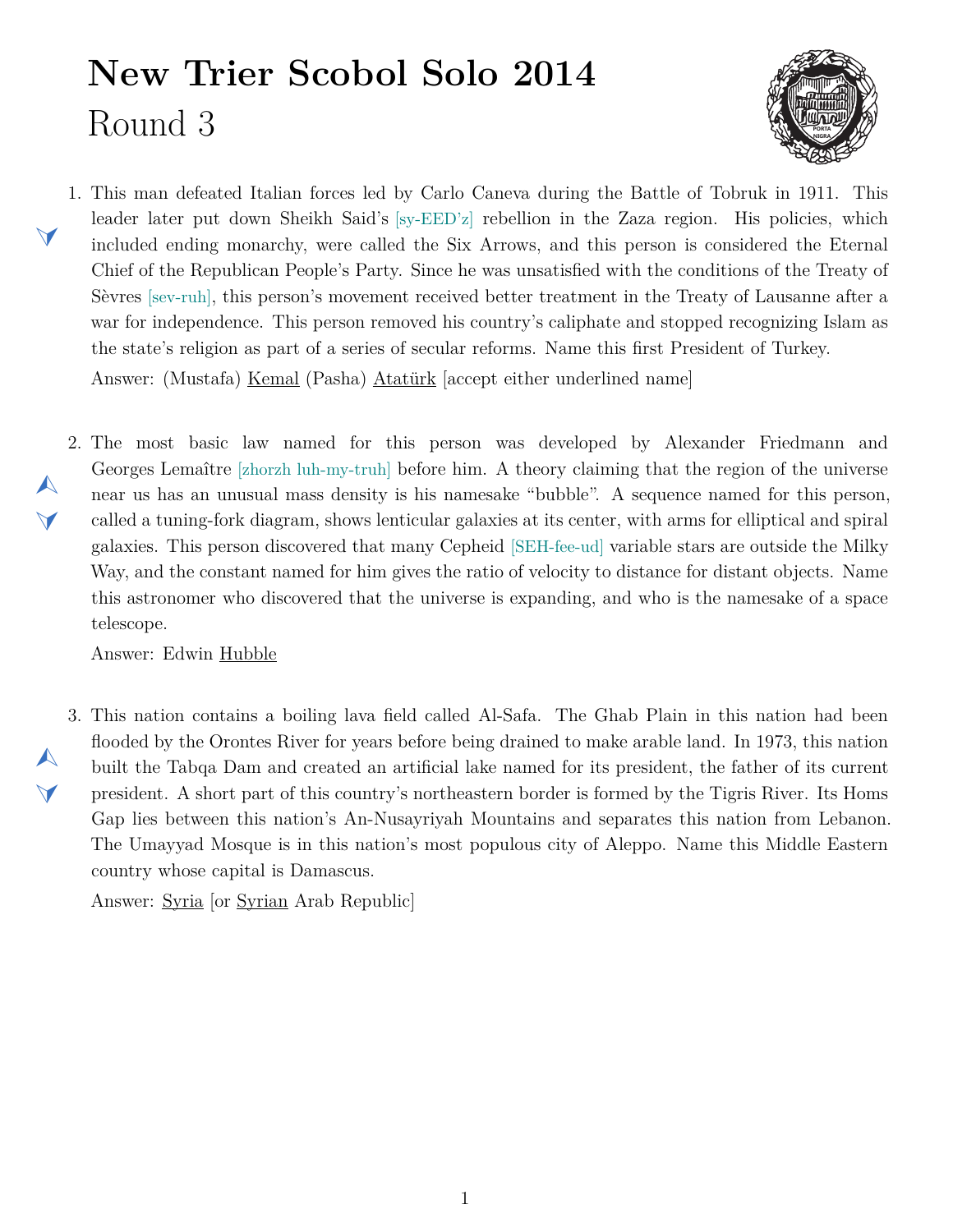# New Trier Scobol Solo 2014

## Round 3

1. This man defeated Italian forces led by Carlo Caneva during the Battle of Tobruk in 1911. This leader later put down Sheikh Said's [sy-EED'z] rebellion in the Zaza region. His policies, which included ending monarchy, were called the Six Arrows, and this person is considered the Eternal Chief of the Republican People's Party. Since he was unsatisfied with the conditions of the Treaty of Sèvres [sev-ruh], this person's movement received better treatment in the Treaty of Lausanne after a war for independence. This person removed his country's caliphate and stopped recognizing Islam as the state's religion as part of a series of secular reforms. Name this first President of Turkey.

   Answer: (Mustafa) Kemal (Pasha) Atatürk [accept either underlined name]

2. The most basic law named for this person was developed by Alexander Friedmann and Georges Lemaître [zhorzh luh-my-truh] before him. A theory claiming that the region of the universe near us has an unusual mass density is his namesake "bubble". A sequence named for this person, called a tuning-fork diagram, shows lenticular galaxies at its center, with arms for elliptical and spiral galaxies. This person discovered that many Cepheid [SEH-fee-ud] variable stars are outside the Milky Way, and the constant named for him gives the ratio of velocity to distance for distant objects. Name this astronomer who discovered that the universe is expanding, and who is the namesake of a space telescope.

   Answer: Edwin Hubble

3. This nation contains a boiling lava field called Al-Safa. The Ghab Plain in this nation had been flooded by the Orontes River for years before being drained to make arable land. In 1973, this nation built the Tabqa Dam and created an artificial lake named for its president, the father of its current president. A short part of this country's northeastern border is formed by the Tigris River. Its Homs Gap lies between this nation's An-Nusayriyah Mountains and separates this nation from Lebanon. The Umayyad Mosque is in this nation's most populous city of Aleppo. Name this Middle Eastern country whose capital is Damascus.

   Answer: Syria [or Syrian Arab Republic]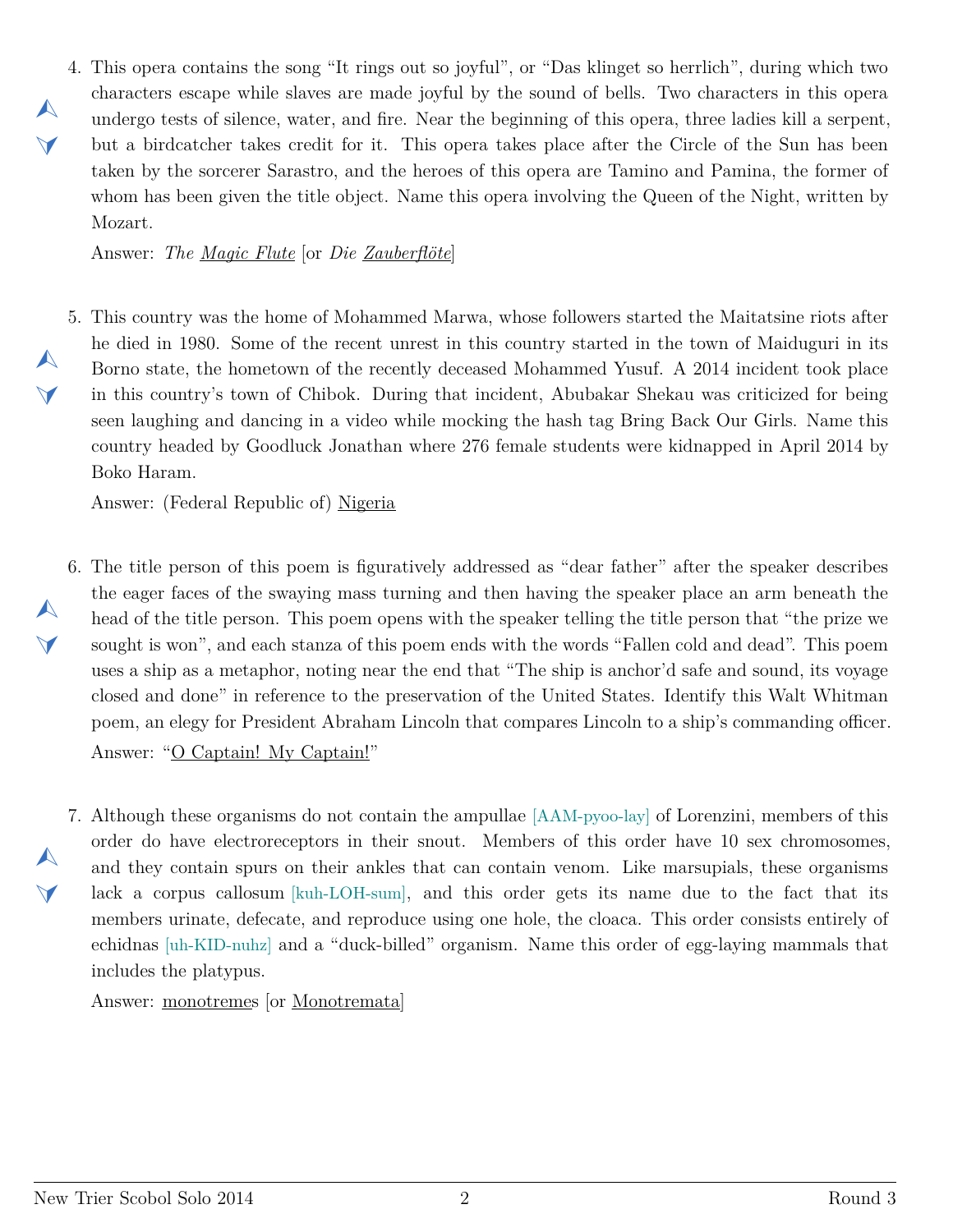4. This opera contains the song "It rings out so joyful", or "Das klinget so herrlich", during which two characters escape while slaves are made joyful by the sound of bells. Two characters in this opera undergo tests of silence, water, and fire. Near the beginning of this opera, three ladies kill a serpent, but a birdcatcher takes credit for it. This opera takes place after the Circle of the Sun has been taken by the sorcerer Sarastro, and the heroes of this opera are Tamino and Pamina, the former of whom has been given the title object. Name this opera involving the Queen of the Night, written by Mozart.

   Answer: *The Magic Flute* [or *Die Zauberflöte*]

5. This country was the home of Mohammed Marwa, whose followers started the Maitatsine riots after he died in 1980. Some of the recent unrest in this country started in the town of Maiduguri in its Borno state, the hometown of the recently deceased Mohammed Yusuf. A 2014 incident took place in this country's town of Chibok. During that incident, Abubakar Shekau was criticized for being seen laughing and dancing in a video while mocking the hash tag Bring Back Our Girls. Name this country headed by Goodluck Jonathan where 276 female students were kidnapped in April 2014 by Boko Haram.

   Answer: (Federal Republic of) Nigeria

6. The title person of this poem is figuratively addressed as "dear father" after the speaker describes the eager faces of the swaying mass turning and then having the speaker place an arm beneath the head of the title person. This poem opens with the speaker telling the title person that "the prize we sought is won", and each stanza of this poem ends with the words "Fallen cold and dead". This poem uses a ship as a metaphor, noting near the end that "The ship is anchor'd safe and sound, its voyage closed and done" in reference to the preservation of the United States. Identify this Walt Whitman poem, an elegy for President Abraham Lincoln that compares Lincoln to a ship's commanding officer.

   Answer: "O Captain! My Captain!"

7. Although these organisms do not contain the ampullae [AAM-pyoo-lay] of Lorenzini, members of this order do have electroreceptors in their snout. Members of this order have 10 sex chromosomes, and they contain spurs on their ankles that can contain venom. Like marsupials, these organisms lack a corpus callosum [kuh-LOH-sum], and this order gets its name due to the fact that its members urinate, defecate, and reproduce using one hole, the cloaca. This order consists entirely of echidnas [uh-KID-nuhz] and a "duck-billed" organism. Name this order of egg-laying mammals that includes the platypus.

   Answer: monotremes [or Monotremata]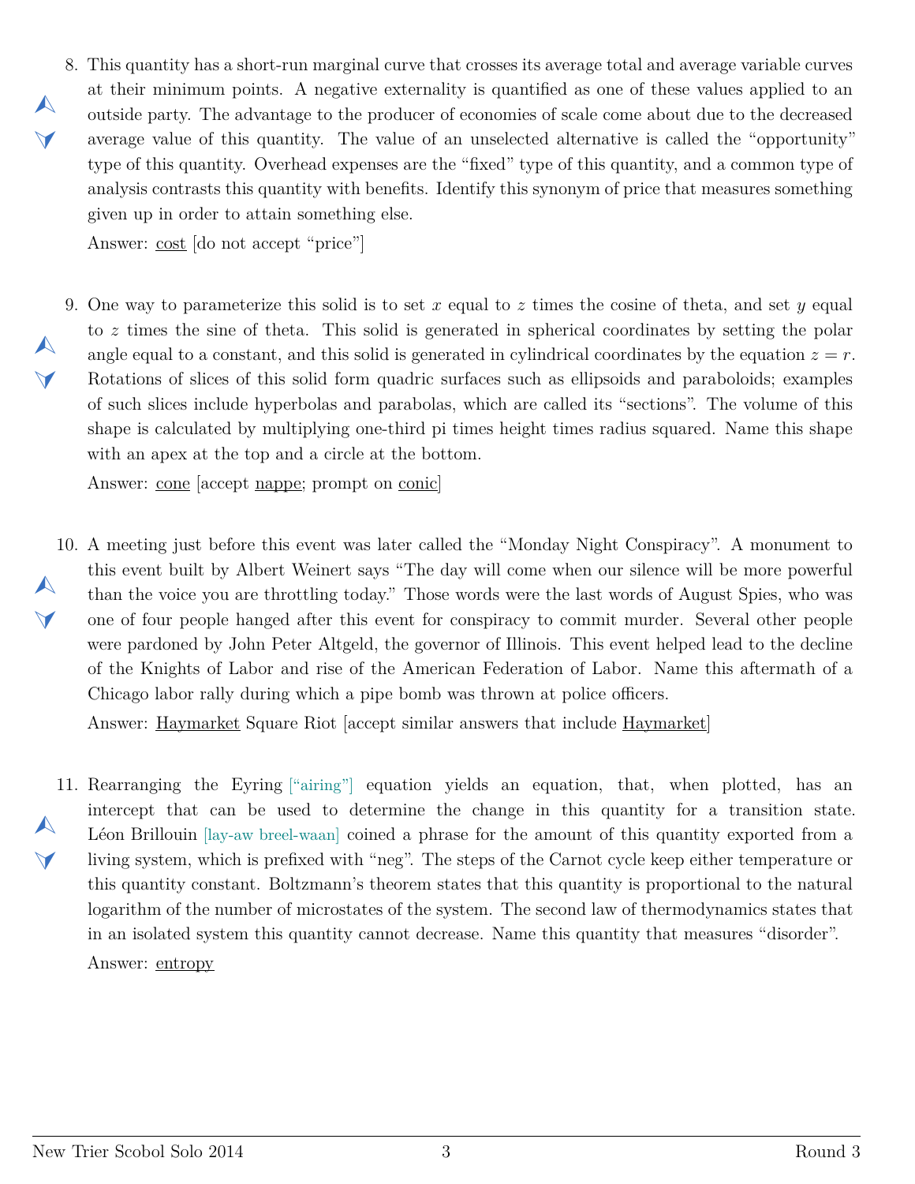8. This quantity has a short-run marginal curve that crosses its average total and average variable curves at their minimum points. A negative externality is quantified as one of these values applied to an outside party. The advantage to the producer of economies of scale come about due to the decreased average value of this quantity. The value of an unselected alternative is called the "opportunity" type of this quantity. Overhead expenses are the "fixed" type of this quantity, and a common type of analysis contrasts this quantity with benefits. Identify this synonym of price that measures something given up in order to attain something else.

   Answer: <u>cost</u> [do not accept "price"]

9. One way to parameterize this solid is to set $x$ equal to $z$ times the cosine of theta, and set $y$ equal to $z$ times the sine of theta. This solid is generated in spherical coordinates by setting the polar angle equal to a constant, and this solid is generated in cylindrical coordinates by the equation $z = r$. Rotations of slices of this solid form quadric surfaces such as ellipsoids and paraboloids; examples of such slices include hyperbolas and parabolas, which are called its "sections". The volume of this shape is calculated by multiplying one-third pi times height times radius squared. Name this shape with an apex at the top and a circle at the bottom.

   Answer: <u>cone</u> [accept <u>nappe</u>; prompt on <u>conic</u>]

10. A meeting just before this event was later called the "Monday Night Conspiracy". A monument to this event built by Albert Weinert says "The day will come when our silence will be more powerful than the voice you are throttling today." Those words were the last words of August Spies, who was one of four people hanged after this event for conspiracy to commit murder. Several other people were pardoned by John Peter Altgeld, the governor of Illinois. This event helped lead to the decline of the Knights of Labor and rise of the American Federation of Labor. Name this aftermath of a Chicago labor rally during which a pipe bomb was thrown at police officers.

    Answer: <u>Haymarket</u> Square Riot [accept similar answers that include <u>Haymarket</u>]

11. Rearranging the Eyring ["airing"] equation yields an equation, that, when plotted, has an intercept that can be used to determine the change in this quantity for a transition state. Léon Brillouin [lay-aw breel-waan] coined a phrase for the amount of this quantity exported from a living system, which is prefixed with "neg". The steps of the Carnot cycle keep either temperature or this quantity constant. Boltzmann's theorem states that this quantity is proportional to the natural logarithm of the number of microstates of the system. The second law of thermodynamics states that in an isolated system this quantity cannot decrease. Name this quantity that measures "disorder".

    Answer: <u>entropy</u>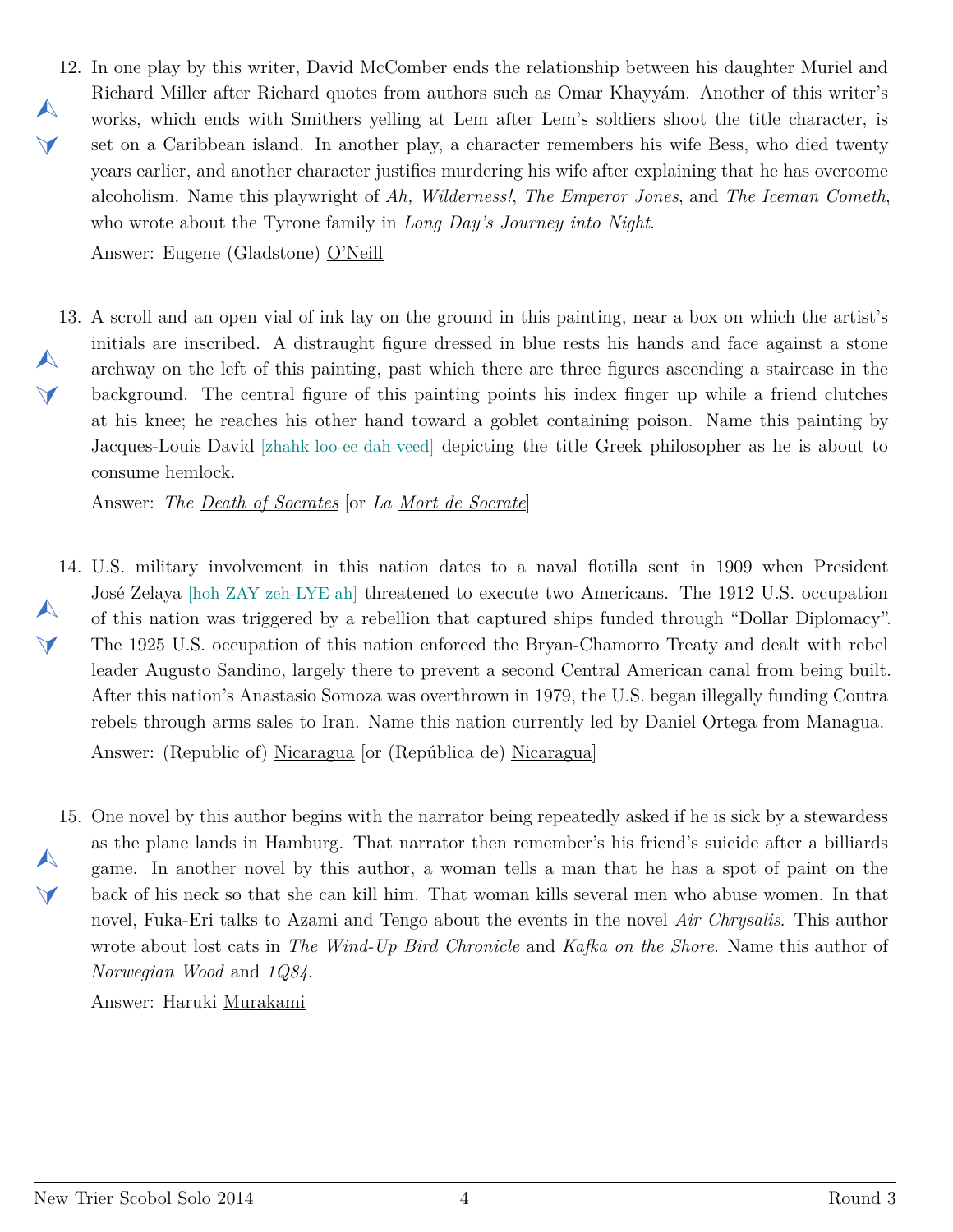12. In one play by this writer, David McComber ends the relationship between his daughter Muriel and Richard Miller after Richard quotes from authors such as Omar Khayyám. Another of this writer's works, which ends with Smithers yelling at Lem after Lem's soldiers shoot the title character, is set on a Caribbean island. In another play, a character remembers his wife Bess, who died twenty years earlier, and another character justifies murdering his wife after explaining that he has overcome alcoholism. Name this playwright of *Ah, Wilderness!*, *The Emperor Jones*, and *The Iceman Cometh*, who wrote about the Tyrone family in *Long Day's Journey into Night*.

    Answer: Eugene (Gladstone) <u>O'Neill</u>

13. A scroll and an open vial of ink lay on the ground in this painting, near a box on which the artist's initials are inscribed. A distraught figure dressed in blue rests his hands and face against a stone archway on the left of this painting, past which there are three figures ascending a staircase in the background. The central figure of this painting points his index finger up while a friend clutches at his knee; he reaches his other hand toward a goblet containing poison. Name this painting by Jacques-Louis David [zhahk loo-ee dah-veed] depicting the title Greek philosopher as he is about to consume hemlock.

    Answer: *The <u>Death of Socrates</u>* [or *La <u>Mort de Socrate</u>*]

14. U.S. military involvement in this nation dates to a naval flotilla sent in 1909 when President José Zelaya [hoh-ZAY zeh-LYE-ah] threatened to execute two Americans. The 1912 U.S. occupation of this nation was triggered by a rebellion that captured ships funded through "Dollar Diplomacy". The 1925 U.S. occupation of this nation enforced the Bryan-Chamorro Treaty and dealt with rebel leader Augusto Sandino, largely there to prevent a second Central American canal from being built. After this nation's Anastasio Somoza was overthrown in 1979, the U.S. began illegally funding Contra rebels through arms sales to Iran. Name this nation currently led by Daniel Ortega from Managua.

    Answer: (Republic of) <u>Nicaragua</u> [or (República de) <u>Nicaragua</u>]

15. One novel by this author begins with the narrator being repeatedly asked if he is sick by a stewardess as the plane lands in Hamburg. That narrator then remember's his friend's suicide after a billiards game. In another novel by this author, a woman tells a man that he has a spot of paint on the back of his neck so that she can kill him. That woman kills several men who abuse women. In that novel, Fuka-Eri talks to Azami and Tengo about the events in the novel *Air Chrysalis*. This author wrote about lost cats in *The Wind-Up Bird Chronicle* and *Kafka on the Shore*. Name this author of *Norwegian Wood* and *1Q84*.

    Answer: Haruki <u>Murakami</u>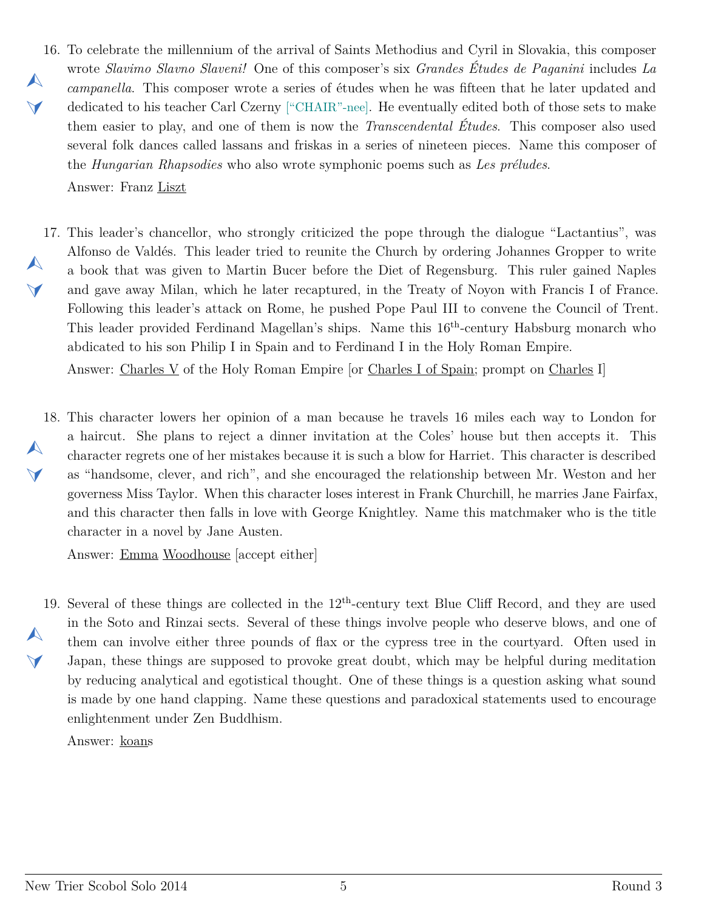16. To celebrate the millennium of the arrival of Saints Methodius and Cyril in Slovakia, this composer wrote *Slavimo Slavno Slaveni!* One of this composer's six *Grandes Études de Paganini* includes *La campanella*. This composer wrote a series of études when he was fifteen that he later updated and dedicated to his teacher Carl Czerny ["CHAIR"-nee]. He eventually edited both of those sets to make them easier to play, and one of them is now the *Transcendental Études*. This composer also used several folk dances called lassans and friskas in a series of nineteen pieces. Name this composer of the *Hungarian Rhapsodies* who also wrote symphonic poems such as *Les préludes*.

    Answer: Franz Liszt

17. This leader's chancellor, who strongly criticized the pope through the dialogue "Lactantius", was Alfonso de Valdés. This leader tried to reunite the Church by ordering Johannes Gropper to write a book that was given to Martin Bucer before the Diet of Regensburg. This ruler gained Naples and gave away Milan, which he later recaptured, in the Treaty of Noyon with Francis I of France. Following this leader's attack on Rome, he pushed Pope Paul III to convene the Council of Trent. This leader provided Ferdinand Magellan's ships. Name this 16th-century Habsburg monarch who abdicated to his son Philip I in Spain and to Ferdinand I in the Holy Roman Empire.

    Answer: Charles V of the Holy Roman Empire [or Charles I of Spain; prompt on Charles I]

18. This character lowers her opinion of a man because he travels 16 miles each way to London for a haircut. She plans to reject a dinner invitation at the Coles' house but then accepts it. This character regrets one of her mistakes because it is such a blow for Harriet. This character is described as "handsome, clever, and rich", and she encouraged the relationship between Mr. Weston and her governess Miss Taylor. When this character loses interest in Frank Churchill, he marries Jane Fairfax, and this character then falls in love with George Knightley. Name this matchmaker who is the title character in a novel by Jane Austen.

    Answer: Emma Woodhouse [accept either]

19. Several of these things are collected in the 12th-century text Blue Cliff Record, and they are used in the Soto and Rinzai sects. Several of these things involve people who deserve blows, and one of them can involve either three pounds of flax or the cypress tree in the courtyard. Often used in Japan, these things are supposed to provoke great doubt, which may be helpful during meditation by reducing analytical and egotistical thought. One of these things is a question asking what sound is made by one hand clapping. Name these questions and paradoxical statements used to encourage enlightenment under Zen Buddhism.

    Answer: koans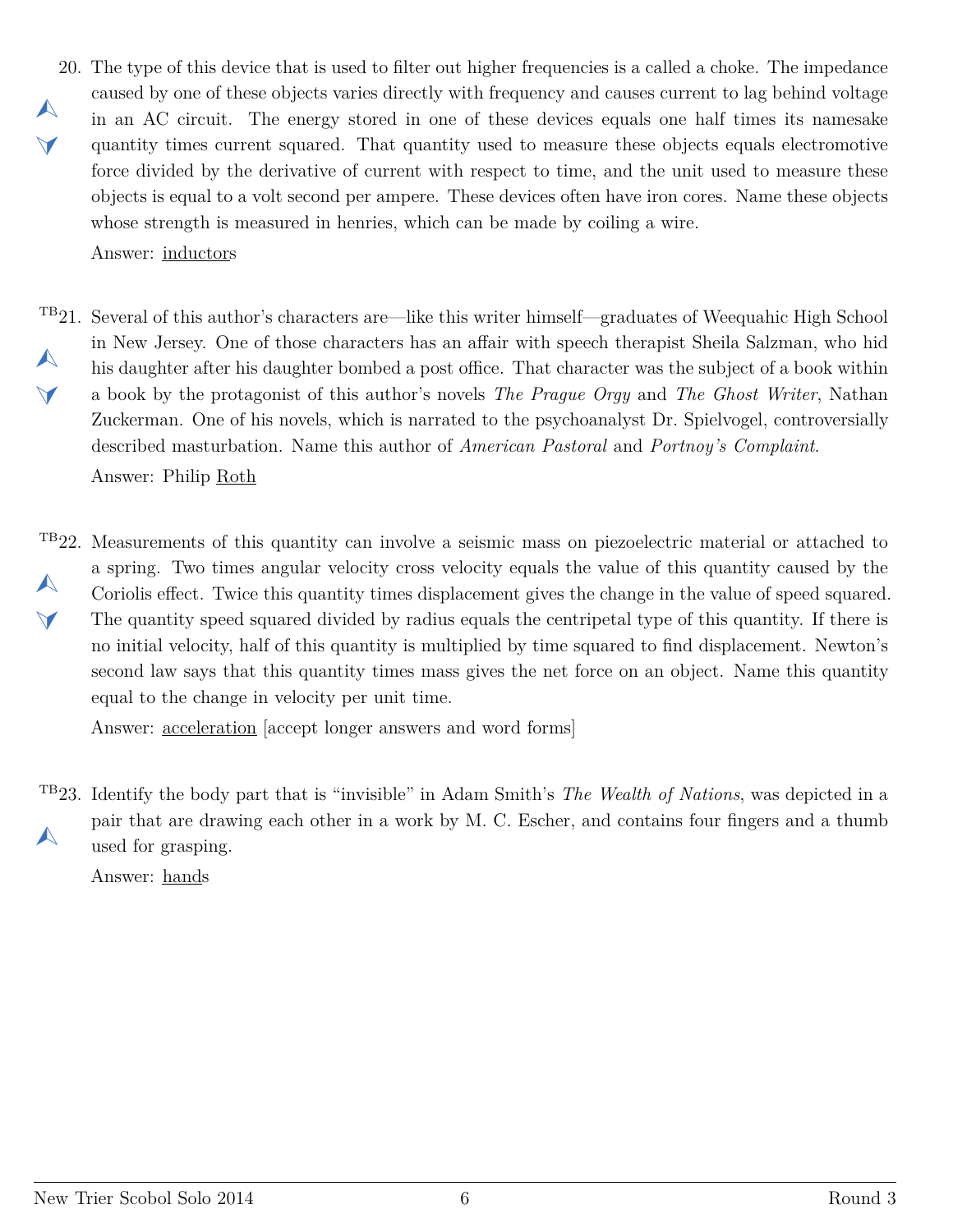20. The type of this device that is used to filter out higher frequencies is a called a choke. The impedance caused by one of these objects varies directly with frequency and causes current to lag behind voltage in an AC circuit. The energy stored in one of these devices equals one half times its namesake quantity times current squared. That quantity used to measure these objects equals electromotive force divided by the derivative of current with respect to time, and the unit used to measure these objects is equal to a volt second per ampere. These devices often have iron cores. Name these objects whose strength is measured in henries, which can be made by coiling a wire.

    Answer: <u>inductor</u>s

TB21. Several of this author's characters are—like this writer himself—graduates of Weequahic High School in New Jersey. One of those characters has an affair with speech therapist Sheila Salzman, who hid his daughter after his daughter bombed a post office. That character was the subject of a book within a book by the protagonist of this author's novels *The Prague Orgy* and *The Ghost Writer*, Nathan Zuckerman. One of his novels, which is narrated to the psychoanalyst Dr. Spielvogel, controversially described masturbation. Name this author of *American Pastoral* and *Portnoy's Complaint*.

    Answer: Philip <u>Roth</u>

TB22. Measurements of this quantity can involve a seismic mass on piezoelectric material or attached to a spring. Two times angular velocity cross velocity equals the value of this quantity caused by the Coriolis effect. Twice this quantity times displacement gives the change in the value of speed squared. The quantity speed squared divided by radius equals the centripetal type of this quantity. If there is no initial velocity, half of this quantity is multiplied by time squared to find displacement. Newton's second law says that this quantity times mass gives the net force on an object. Name this quantity equal to the change in velocity per unit time.

    Answer: <u>acceleration</u> [accept longer answers and word forms]

TB23. Identify the body part that is "invisible" in Adam Smith's *The Wealth of Nations*, was depicted in a pair that are drawing each other in a work by M. C. Escher, and contains four fingers and a thumb used for grasping.

    Answer: <u>hand</u>s